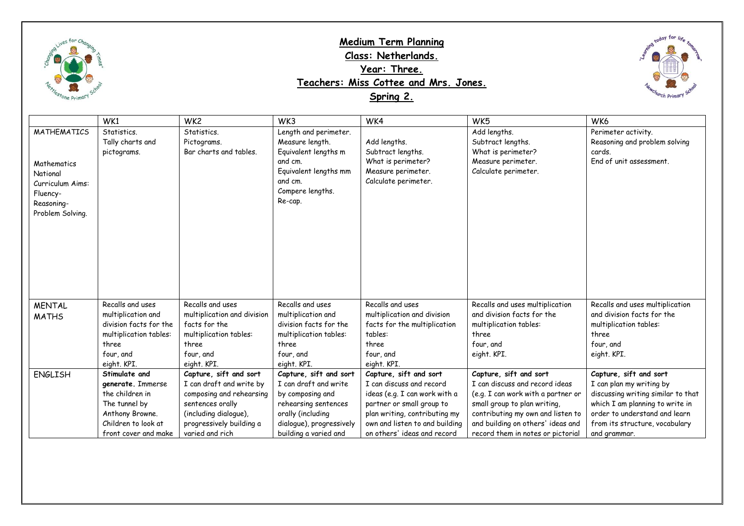# Medium Term Planning

## Class: Netherlands.

## Year: Three.

## Teachers: Miss Cottee and Mrs. Jones.

## Spring 2.

| | WK1 | WK2 | WK3 | WK4 | WK5 | WK6 |
|---|---|---|---|---|---|---|
| MATHEMATICS<br><br>Mathematics National Curriculum Aims:<br>Fluency-<br>Reasoning-<br>Problem Solving. | Statistics.<br>Tally charts and pictograms. | Statistics.<br>Pictograms.<br>Bar charts and tables. | Length and perimeter.<br>Measure length.<br>Equivalent lengths m and cm.<br>Equivalent lengths mm and cm.<br>Compere lengths.<br>Re-cap. | Add lengths.<br>Subtract lengths.<br>What is perimeter?<br>Measure perimeter.<br>Calculate perimeter. | Add lengths.<br>Subtract lengths.<br>What is perimeter?<br>Measure perimeter.<br>Calculate perimeter. | Perimeter activity.<br>Reasoning and problem solving cards.<br>End of unit assessment. |
| MENTAL MATHS | Recalls and uses multiplication and division facts for the multiplication tables:<br>three<br>four, and<br>eight. KPI. | Recalls and uses multiplication and division facts for the multiplication tables:<br>three<br>four, and<br>eight. KPI. | Recalls and uses multiplication and division facts for the multiplication tables:<br>three<br>four, and<br>eight. KPI. | Recalls and uses multiplication and division facts for the multiplication tables:<br>three<br>four, and<br>eight. KPI. | Recalls and uses multiplication and division facts for the multiplication tables:<br>three<br>four, and<br>eight. KPI. | Recalls and uses multiplication and division facts for the multiplication tables:<br>three<br>four, and<br>eight. KPI. |
| ENGLISH | **Stimulate and generate.** Immerse the children in The tunnel by Anthony Browne. Children to look at front cover and make | **Capture, sift and sort**<br>I can draft and write by composing and rehearsing sentences orally (including dialogue), progressively building a varied and rich | **Capture, sift and sort**<br>I can draft and write by composing and rehearsing sentences orally (including dialogue), progressively building a varied and | **Capture, sift and sort**<br>I can discuss and record ideas (e.g. I can work with a partner or small group to plan writing, contributing my own and listen to and building on others' ideas and record | **Capture, sift and sort**<br>I can discuss and record ideas (e.g. I can work with a partner or small group to plan writing, contributing my own and listen to and building on others' ideas and record them in notes or pictorial | **Capture, sift and sort**<br>I can plan my writing by discussing writing similar to that which I am planning to write in order to understand and learn from its structure, vocabulary and grammar. |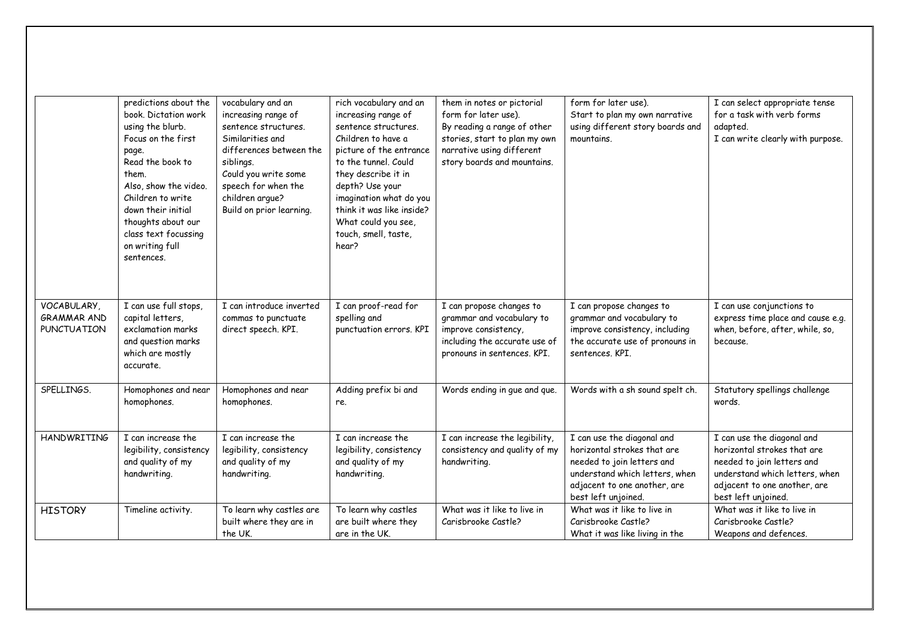| | | | | | | |
|---|---|---|---|---|---|---|
| | predictions about the book. Dictation work using the blurb. Focus on the first page. Read the book to them. Also, show the video. Children to write down their initial thoughts about our class text focussing on writing full sentences. | vocabulary and an increasing range of sentence structures. Similarities and differences between the siblings. Could you write some speech for when the children argue? Build on prior learning. | rich vocabulary and an increasing range of sentence structures. Children to have a picture of the entrance to the tunnel. Could they describe it in depth? Use your imagination what do you think it was like inside? What could you see, touch, smell, taste, hear? | them in notes or pictorial form for later use). By reading a range of other stories, start to plan my own narrative using different story boards and mountains. | form for later use). Start to plan my own narrative using different story boards and mountains. | I can select appropriate tense for a task with verb forms adapted. I can write clearly with purpose. |
| VOCABULARY, GRAMMAR AND PUNCTUATION | I can use full stops, capital letters, exclamation marks and question marks which are mostly accurate. | I can introduce inverted commas to punctuate direct speech. KPI. | I can proof-read for spelling and punctuation errors. KPI | I can propose changes to grammar and vocabulary to improve consistency, including the accurate use of pronouns in sentences. KPI. | I can propose changes to grammar and vocabulary to improve consistency, including the accurate use of pronouns in sentences. KPI. | I can use conjunctions to express time place and cause e.g. when, before, after, while, so, because. |
| SPELLINGS. | Homophones and near homophones. | Homophones and near homophones. | Adding prefix bi and re. | Words ending in gue and que. | Words with a sh sound spelt ch. | Statutory spellings challenge words. |
| HANDWRITING | I can increase the legibility, consistency and quality of my handwriting. | I can increase the legibility, consistency and quality of my handwriting. | I can increase the legibility, consistency and quality of my handwriting. | I can increase the legibility, consistency and quality of my handwriting. | I can use the diagonal and horizontal strokes that are needed to join letters and understand which letters, when adjacent to one another, are best left unjoined. | I can use the diagonal and horizontal strokes that are needed to join letters and understand which letters, when adjacent to one another, are best left unjoined. |
| HISTORY | Timeline activity. | To learn why castles are built where they are in the UK. | To learn why castles are built where they are in the UK. | What was it like to live in Carisbrooke Castle? | What was it like to live in Carisbrooke Castle? What it was like living in the | What was it like to live in Carisbrooke Castle? Weapons and defences. |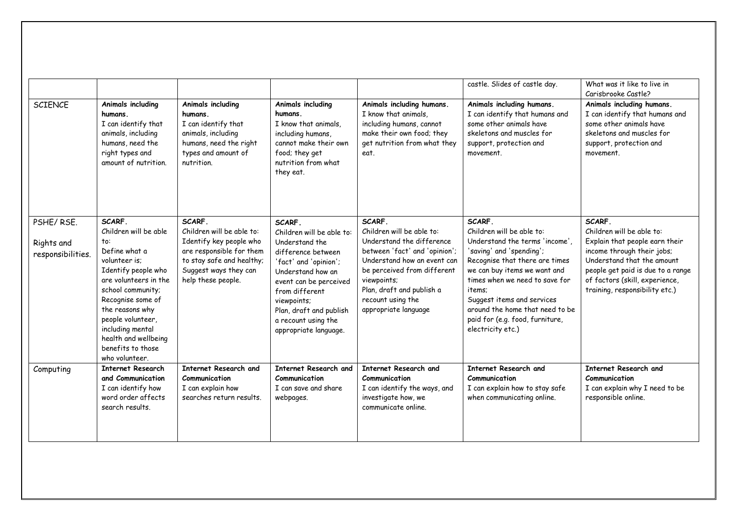| | | | | | | |
|---|---|---|---|---|---|---|
| | | | | | castle. Slides of castle day. | What was it like to live in Carisbrooke Castle? |
| SCIENCE | **Animals including humans.** I can identify that animals, including humans, need the right types and amount of nutrition. | **Animals including humans.** I can identify that animals, including humans, need the right types and amount of nutrition. | **Animals including humans.** I know that animals, including humans, cannot make their own food; they get nutrition from what they eat. | **Animals including humans.** I know that animals, including humans, cannot make their own food; they get nutrition from what they eat. | **Animals including humans.** I can identify that humans and some other animals have skeletons and muscles for support, protection and movement. | **Animals including humans.** I can identify that humans and some other animals have skeletons and muscles for support, protection and movement. |
| PSHE/ RSE. Rights and responsibilities. | **SCARF.** Children will be able to: Define what a volunteer is; Identify people who are volunteers in the school community; Recognise some of the reasons why people volunteer, including mental health and wellbeing benefits to those who volunteer. | **SCARF.** Children will be able to: Identify key people who are responsible for them to stay safe and healthy; Suggest ways they can help these people. | **SCARF.** Children will be able to: Understand the difference between 'fact' and 'opinion'; Understand how an event can be perceived from different viewpoints; Plan, draft and publish a recount using the appropriate language. | **SCARF.** Children will be able to: Understand the difference between 'fact' and 'opinion'; Understand how an event can be perceived from different viewpoints; Plan, draft and publish a recount using the appropriate language | **SCARF.** Children will be able to: Understand the terms 'income', 'saving' and 'spending'; Recognise that there are times we can buy items we want and times when we need to save for items; Suggest items and services around the home that need to be paid for (e.g. food, furniture, electricity etc.) | **SCARF.** Children will be able to: Explain that people earn their income through their jobs; Understand that the amount people get paid is due to a range of factors (skill, experience, training, responsibility etc.) |
| Computing | **Internet Research and Communication** I can identify how word order affects search results. | **Internet Research and Communication** I can explain how searches return results. | **Internet Research and Communication** I can save and share webpages. | **Internet Research and Communication** I can identify the ways, and investigate how, we communicate online. | **Internet Research and Communication** I can explain how to stay safe when communicating online. | **Internet Research and Communication** I can explain why I need to be responsible online. |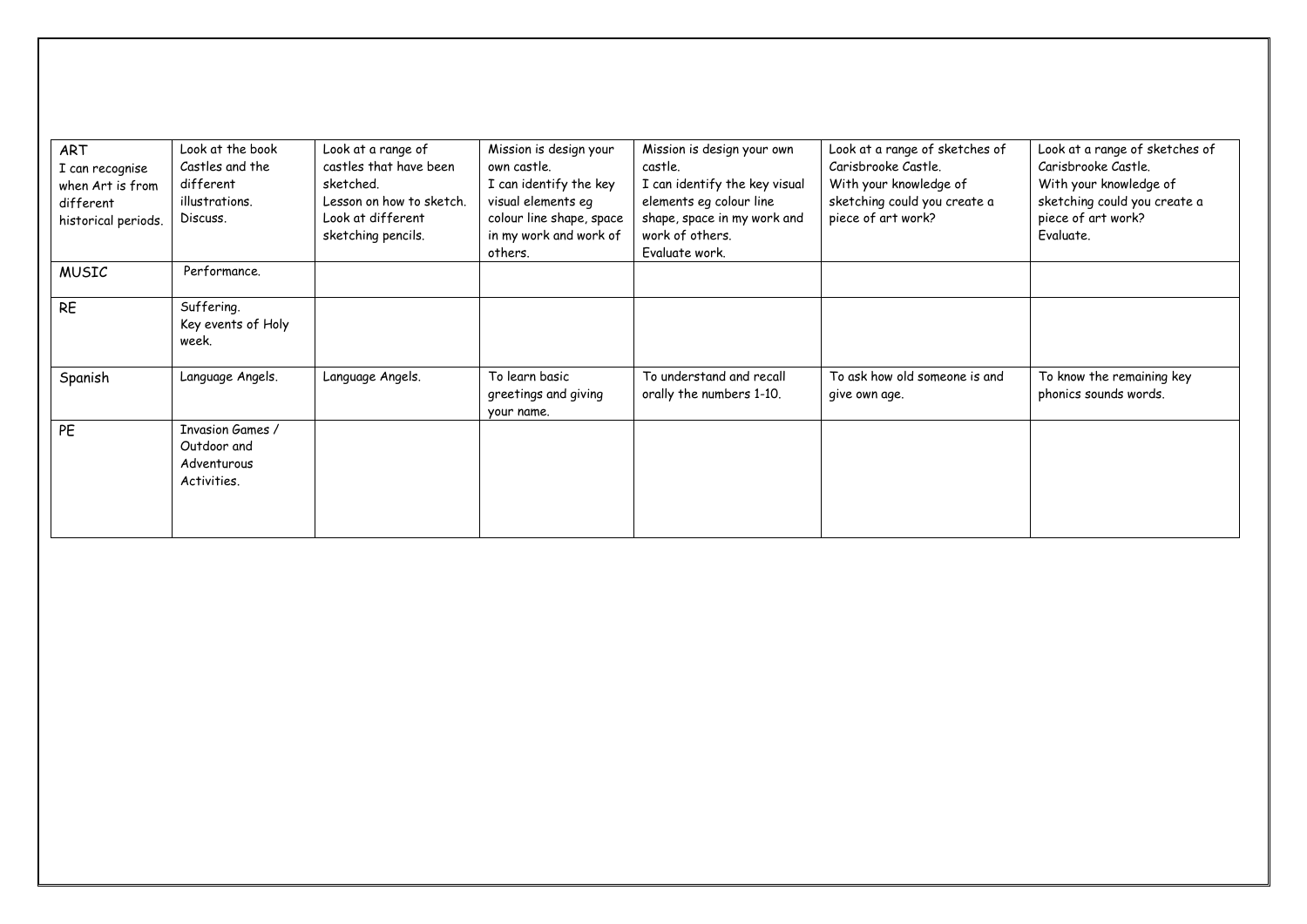| | | | | | | |
|---|---|---|---|---|---|---|
| ART<br>I can recognise when Art is from different historical periods. | Look at the book Castles and the different illustrations.<br>Discuss. | Look at a range of castles that have been sketched.<br>Lesson on how to sketch.<br>Look at different sketching pencils. | Mission is design your own castle.<br>I can identify the key visual elements eg colour line shape, space in my work and work of others. | Mission is design your own castle.<br>I can identify the key visual elements eg colour line shape, space in my work and work of others.<br>Evaluate work. | Look at a range of sketches of Carisbrooke Castle.<br>With your knowledge of sketching could you create a piece of art work? | Look at a range of sketches of Carisbrooke Castle.<br>With your knowledge of sketching could you create a piece of art work?<br>Evaluate. |
| MUSIC | Performance. | | | | | |
| RE | Suffering.<br>Key events of Holy week. | | | | | |
| Spanish | Language Angels. | Language Angels. | To learn basic greetings and giving your name. | To understand and recall orally the numbers 1-10. | To ask how old someone is and give own age. | To know the remaining key phonics sounds words. |
| PE | Invasion Games / Outdoor and Adventurous Activities. | | | | | |